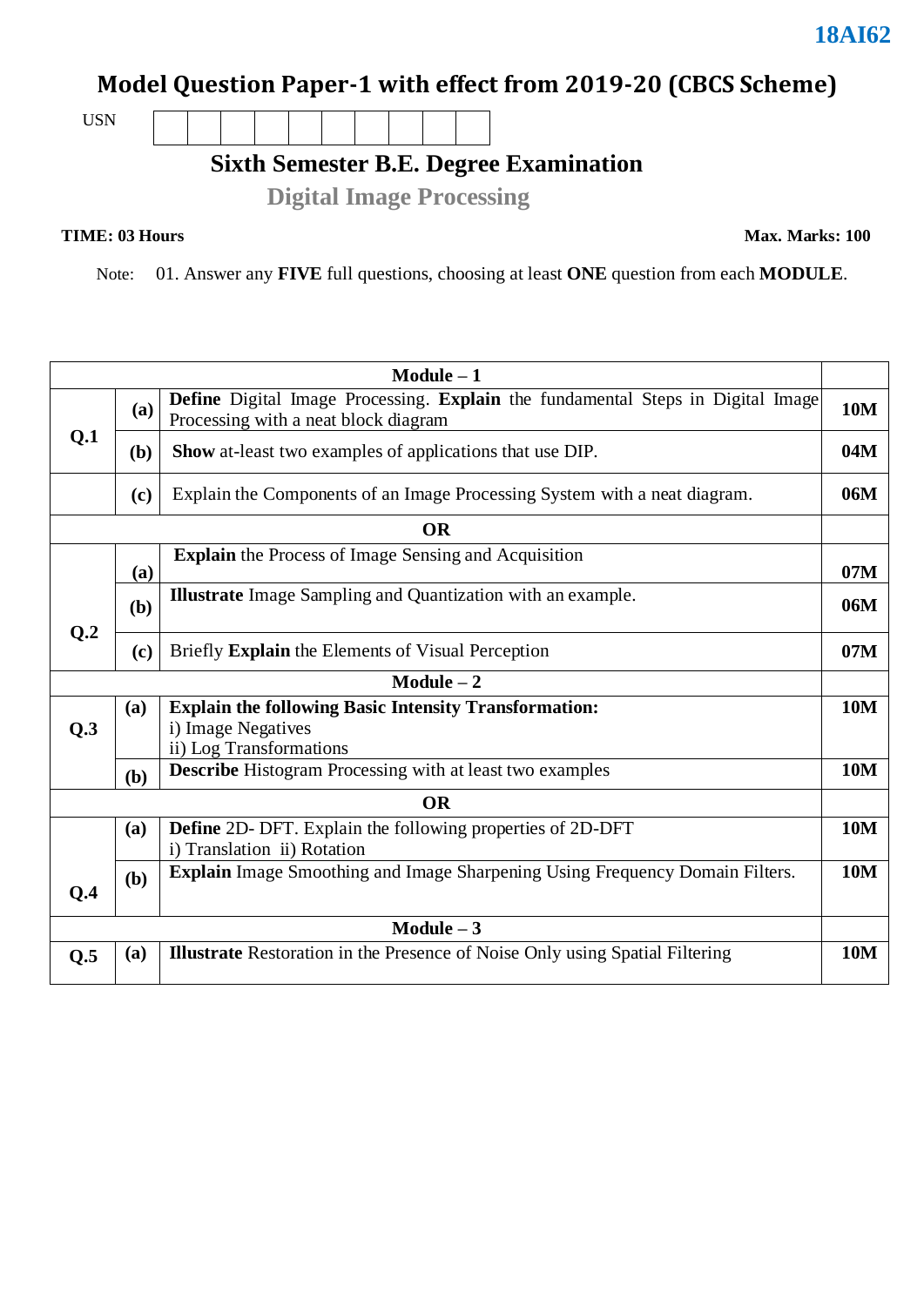**18AI62**

# Model Question Paper-1 with effect from 2019-20 (CBCS Scheme)

USN | | | | | | | | | | |

## Sixth Semester B.E. Degree Examination

### Digital Image Processing

**TIME: 03 Hours** **Max. Marks: 100**

Note: 01. Answer any **FIVE** full questions, choosing at least **ONE** question from each **MODULE**.

| | | | |
|---|---|---|---|
| **Module – 1** | | | |
| **Q.1** | **(a)** | **Define** Digital Image Processing. **Explain** the fundamental Steps in Digital Image Processing with a neat block diagram | **10M** |
| | **(b)** | **Show** at-least two examples of applications that use DIP. | **04M** |
| | **(c)** | Explain the Components of an Image Processing System with a neat diagram. | **06M** |
| **OR** | | | |
| **Q.2** | **(a)** | **Explain** the Process of Image Sensing and Acquisition | **07M** |
| | **(b)** | **Illustrate** Image Sampling and Quantization with an example. | **06M** |
| | **(c)** | Briefly **Explain** the Elements of Visual Perception | **07M** |
| **Module – 2** | | | |
| **Q.3** | **(a)** | **Explain the following Basic Intensity Transformation:**<br>i) Image Negatives<br>ii) Log Transformations | **10M** |
| | **(b)** | **Describe** Histogram Processing with at least two examples | **10M** |
| **OR** | | | |
| **Q.4** | **(a)** | **Define** 2D- DFT. Explain the following properties of 2D-DFT<br>i) Translation ii) Rotation | **10M** |
| | **(b)** | **Explain** Image Smoothing and Image Sharpening Using Frequency Domain Filters. | **10M** |
| **Module – 3** | | | |
| **Q.5** | **(a)** | **Illustrate** Restoration in the Presence of Noise Only using Spatial Filtering | **10M** |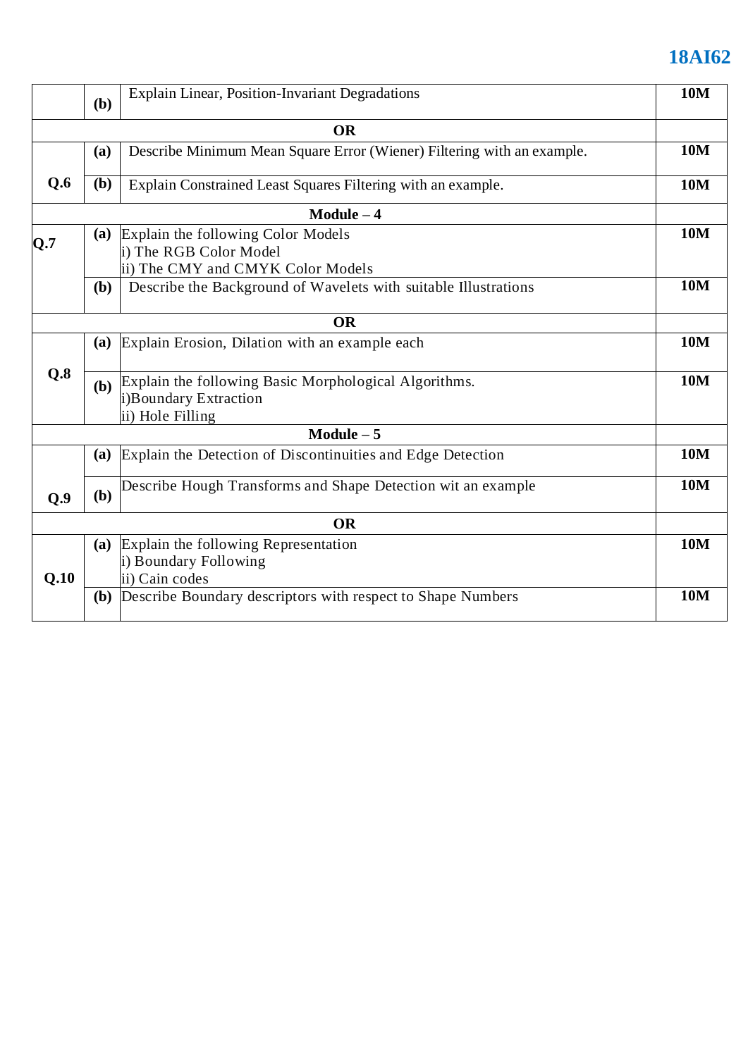|  |  |  |  |
|---|---|---|---|
|  | **(b)** | Explain Linear, Position-Invariant Degradations | **10M** |
| **OR** | | | |
| **Q.6** | **(a)** | Describe Minimum Mean Square Error (Wiener) Filtering with an example. | **10M** |
|  | **(b)** | Explain Constrained Least Squares Filtering with an example. | **10M** |
| **Module – 4** | | | |
| **Q.7** | **(a)** | Explain the following Color Models<br>i) The RGB Color Model<br>ii) The CMY and CMYK Color Models | **10M** |
|  | **(b)** | Describe the Background of Wavelets with suitable Illustrations | **10M** |
| **OR** | | | |
| **Q.8** | **(a)** | Explain Erosion, Dilation with an example each | **10M** |
|  | **(b)** | Explain the following Basic Morphological Algorithms.<br>i)Boundary Extraction<br>ii) Hole Filling | **10M** |
| **Module – 5** | | | |
| **Q.9** | **(a)** | Explain the Detection of Discontinuities and Edge Detection | **10M** |
|  | **(b)** | Describe Hough Transforms and Shape Detection wit an example | **10M** |
| **OR** | | | |
| **Q.10** | **(a)** | Explain the following Representation<br>i) Boundary Following<br>ii) Cain codes | **10M** |
|  | **(b)** | Describe Boundary descriptors with respect to Shape Numbers | **10M** |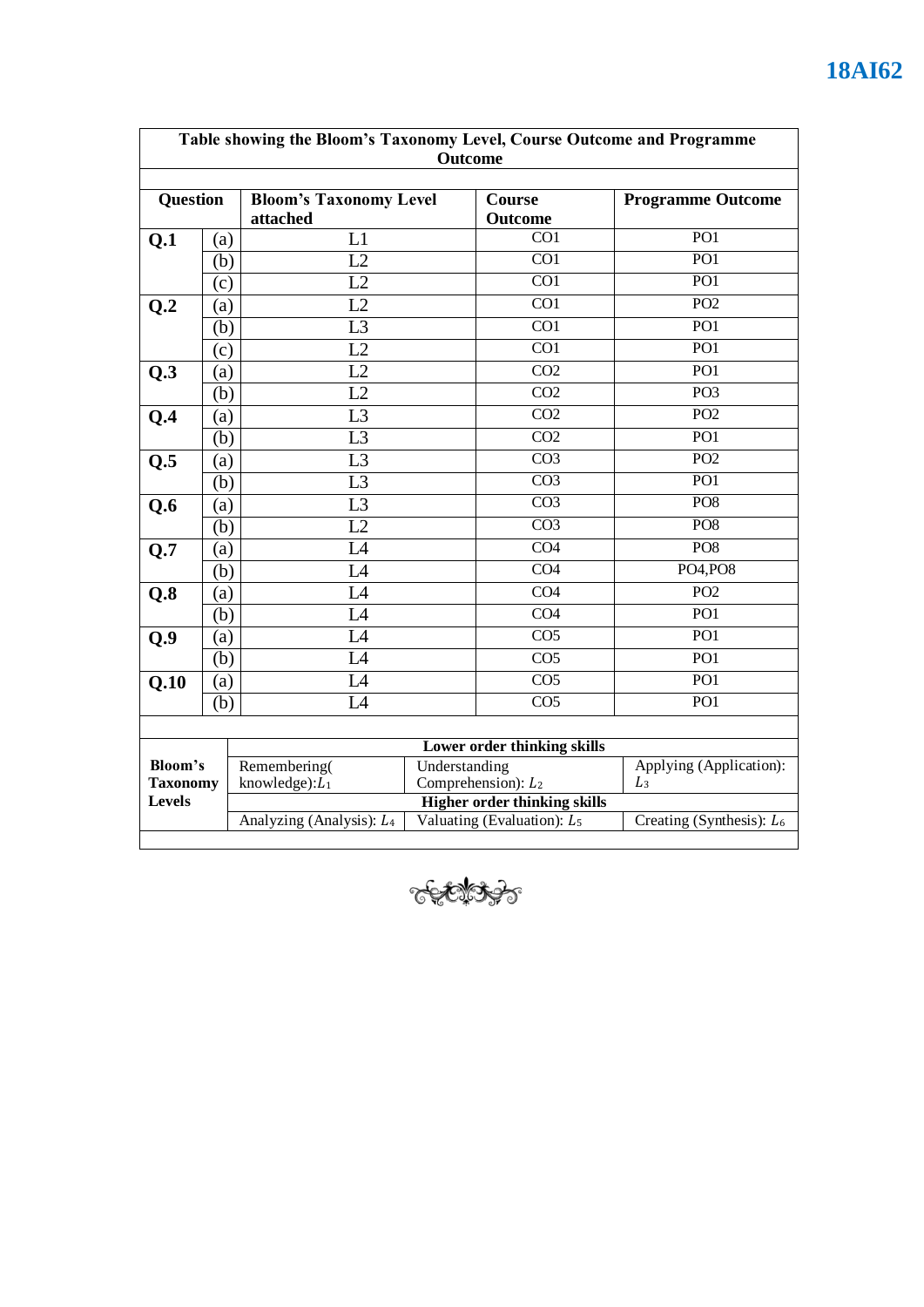**Table showing the Bloom's Taxonomy Level, Course Outcome and Programme Outcome**

| Question | | Bloom's Taxonomy Level attached | Course Outcome | Programme Outcome |
|---|---|---|---|---|
| **Q.1** | (a) | L1 | CO1 | PO1 |
| | (b) | L2 | CO1 | PO1 |
| | (c) | L2 | CO1 | PO1 |
| **Q.2** | (a) | L2 | CO1 | PO2 |
| | (b) | L3 | CO1 | PO1 |
| | (c) | L2 | CO1 | PO1 |
| **Q.3** | (a) | L2 | CO2 | PO1 |
| | (b) | L2 | CO2 | PO3 |
| **Q.4** | (a) | L3 | CO2 | PO2 |
| | (b) | L3 | CO2 | PO1 |
| **Q.5** | (a) | L3 | CO3 | PO2 |
| | (b) | L3 | CO3 | PO1 |
| **Q.6** | (a) | L3 | CO3 | PO8 |
| | (b) | L2 | CO3 | PO8 |
| **Q.7** | (a) | L4 | CO4 | PO8 |
| | (b) | L4 | CO4 | PO4,PO8 |
| **Q.8** | (a) | L4 | CO4 | PO2 |
| | (b) | L4 | CO4 | PO1 |
| **Q.9** | (a) | L4 | CO5 | PO1 |
| | (b) | L4 | CO5 | PO1 |
| **Q.10** | (a) | L4 | CO5 | PO1 |
| | (b) | L4 | CO5 | PO1 |

| | | | |
|---|---|---|---|
| **Bloom's Taxonomy Levels** | **Lower order thinking skills** | | |
| | Remembering( knowledge): $L_1$ | Understanding Comprehension): $L_2$ | Applying (Application): $L_3$ |
| | **Higher order thinking skills** | | |
| | Analyzing (Analysis): $L_4$ | Valuating (Evaluation): $L_5$ | Creating (Synthesis): $L_6$ |